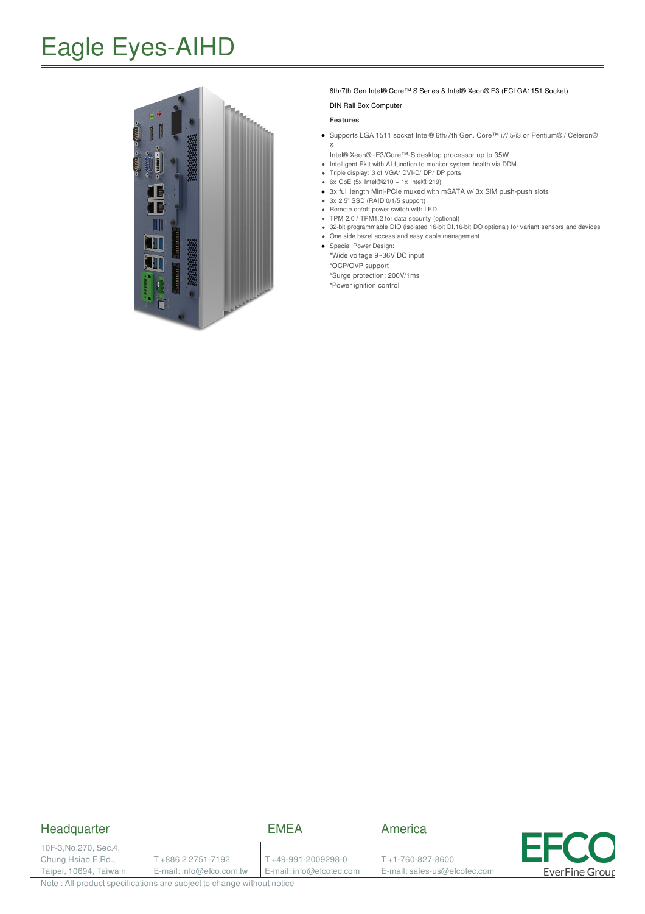# Eagle Eyes-AIHD

6th/7th Gen Intel® Core™ S Series & Intel® Xeon® E3 (FCLGA1151 Socket)

DIN Rail Box Computer

**Features**

- Supports LGA 1511 socket Intel® 6th/7th Gen. Core™ i7/i5/i3 or Pentium® / Celeron® &
  Intel® Xeon® -E3/Core™-S desktop processor up to 35W
- Intelligent Ekit with AI function to monitor system health via DDM
- Triple display: 3 of VGA/ DVI-D/ DP/ DP ports
- 6x GbE (5x Intel®i210 + 1x Intel®i219)
- 3x full length Mini-PCIe muxed with mSATA w/ 3x SIM push-push slots
- 3x 2.5" SSD (RAID 0/1/5 support)
- Remote on/off power switch with LED
- TPM 2.0 / TPM1.2 for data security (optional)
- 32-bit programmable DIO (isolated 16-bit DI,16-bit DO optional) for variant sensors and devices
- One side bezel access and easy cable management
- Special Power Design:
  *Wide voltage 9~36V DC input
  *OCP/OVP support
  *Surge protection: 200V/1ms
  *Power ignition control

## Headquarter

10F-3,No.270, Sec.4,
Chung Hsiao E,Rd.,
Taipei, 10694, Taiwain

T +886 2 2751-7192
E-mail: info@efco.com.tw

## EMEA

T +49-991-2009298-0
E-mail: info@efcotec.com

## America

T +1-760-827-8600
E-mail: sales-us@efcotec.com

EFCO EverFine Group

Note : All product specifications are subject to change without notice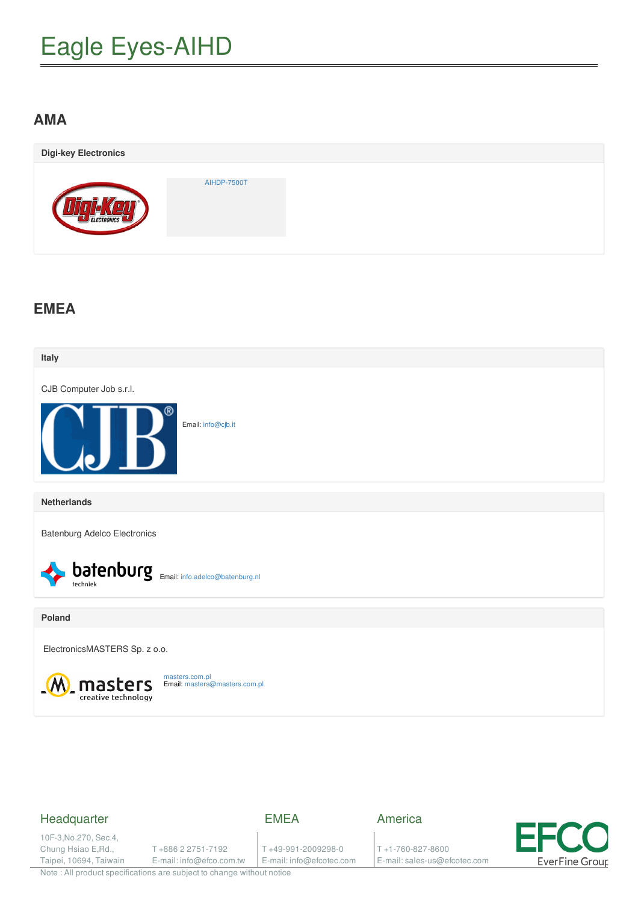# Eagle Eyes-AIHD

## AMA

### Digi-key Electronics

AIHDP-7500T

## EMEA

### Italy

CJB Computer Job s.r.l.

Email: info@cjb.it

### Netherlands

Batenburg Adelco Electronics

Email: info.adelco@batenburg.nl

### Poland

ElectronicsMASTERS Sp. z o.o.

masters.com.pl
Email: masters@masters.com.pl

Headquarter

10F-3,No.270, Sec.4,
Chung Hsiao E,Rd.,
Taipei, 10694, Taiwan

T +886 2 2751-7192
E-mail: info@efco.com.tw

EMEA

T +49-991-2009298-0
E-mail: info@efcotec.com

America

T +1-760-827-8600
E-mail: sales-us@efcotec.com

Note : All product specifications are subject to change without notice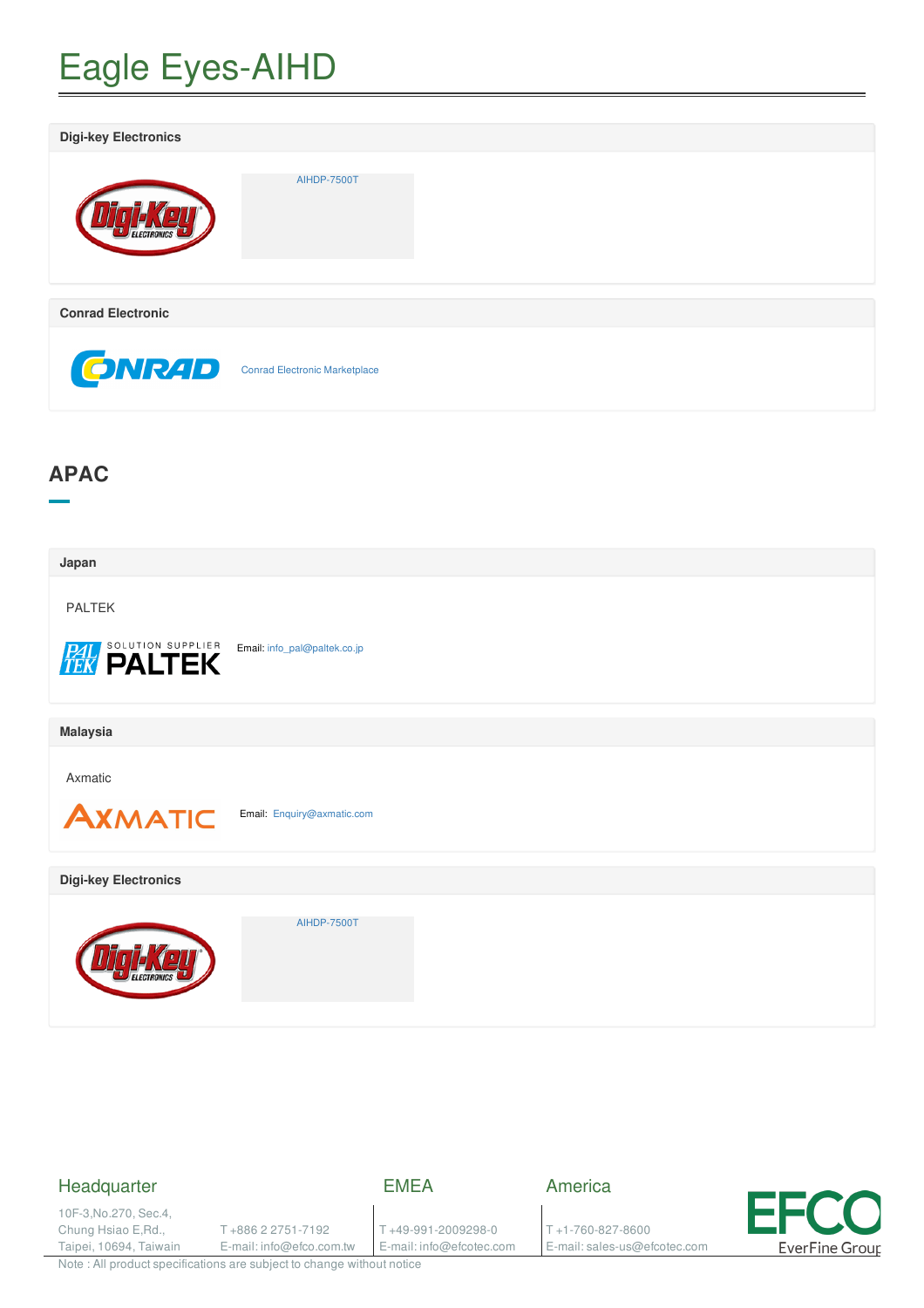# Eagle Eyes-AIHD

### Digi-key Electronics

AIHDP-7500T

### Conrad Electronic

Conrad Electronic Marketplace

## APAC

### Japan

PALTEK

Email: info_pal@paltek.co.jp

### Malaysia

Axmatic

Email: Enquiry@axmatic.com

### Digi-key Electronics

AIHDP-7500T

Headquarter

10F-3,No.270, Sec.4,
Chung Hsiao E,Rd.,
Taipei, 10694, Taiwain

T +886 2 2751-7192
E-mail: info@efco.com.tw

EMEA

T +49-991-2009298-0
E-mail: info@efcotec.com

America

T +1-760-827-8600
E-mail: sales-us@efcotec.com

Note : All product specifications are subject to change without notice